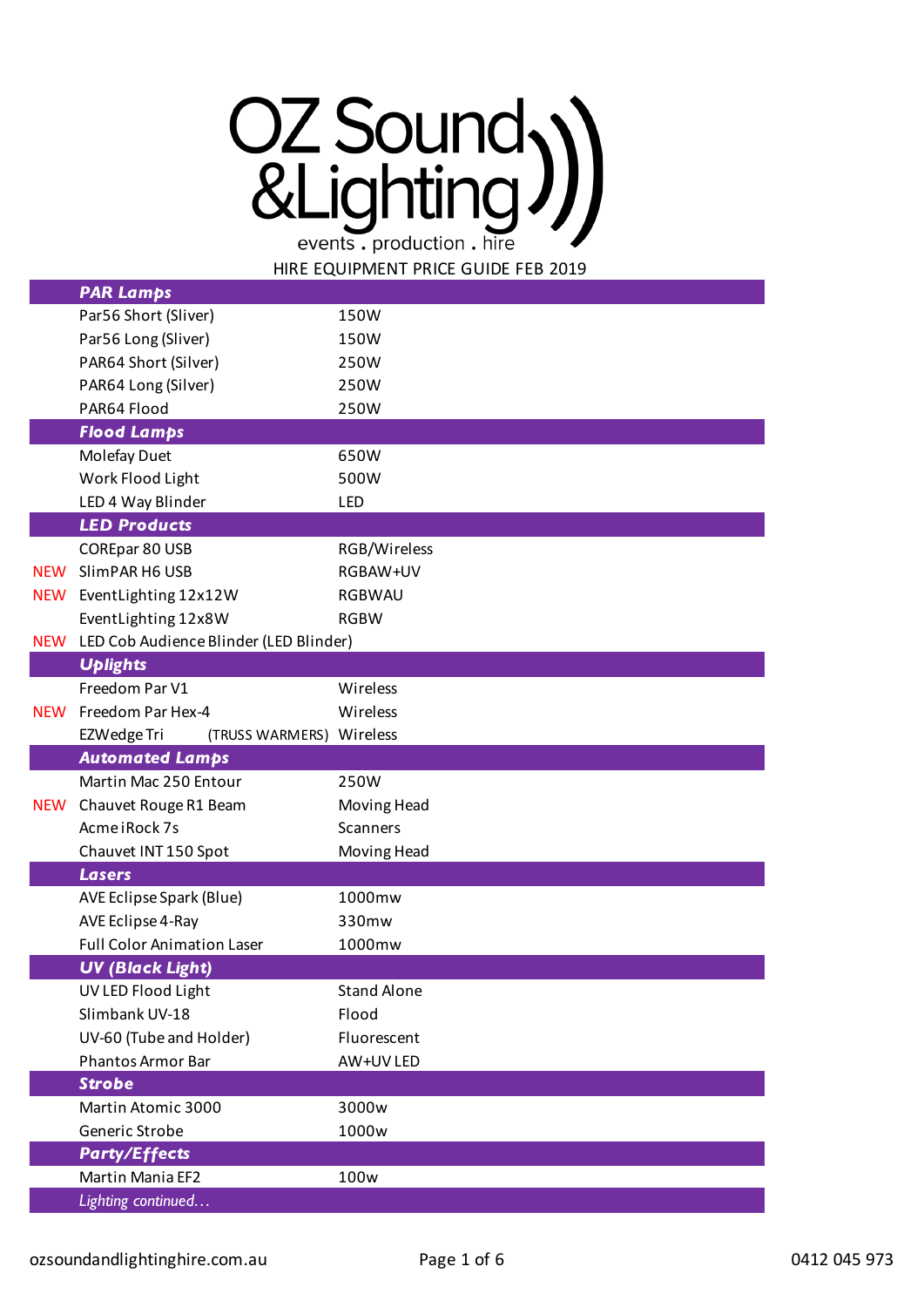# OZ Sound &Lighting

events . production . hire

HIRE EQUIPMENT PRICE GUIDE FEB 2019

| | PAR Lamps | |
|---|---|---|
| | Par56 Short (Sliver) | 150W |
| | Par56 Long (Sliver) | 150W |
| | PAR64 Short (Silver) | 250W |
| | PAR64 Long (Silver) | 250W |
| | PAR64 Flood | 250W |
| | **Flood Lamps** | |
| | Molefay Duet | 650W |
| | Work Flood Light | 500W |
| | LED 4 Way Blinder | LED |
| | **LED Products** | |
| | COREpar 80 USB | RGB/Wireless |
| NEW | SlimPAR H6 USB | RGBAW+UV |
| NEW | EventLighting 12x12W | RGBWAU |
| | EventLighting 12x8W | RGBW |
| NEW | LED Cob Audience Blinder (LED Blinder) | |
| | **Uplights** | |
| | Freedom Par V1 | Wireless |
| NEW | Freedom Par Hex-4 | Wireless |
| | EZWedge Tri (TRUSS WARMERS) | Wireless |
| | **Automated Lamps** | |
| | Martin Mac 250 Entour | 250W |
| NEW | Chauvet Rouge R1 Beam | Moving Head |
| | Acme iRock 7s | Scanners |
| | Chauvet INT 150 Spot | Moving Head |
| | **Lasers** | |
| | AVE Eclipse Spark (Blue) | 1000mw |
| | AVE Eclipse 4-Ray | 330mw |
| | Full Color Animation Laser | 1000mw |
| | **UV (Black Light)** | |
| | UV LED Flood Light | Stand Alone |
| | Slimbank UV-18 | Flood |
| | UV-60 (Tube and Holder) | Fluorescent |
| | Phantos Armor Bar | AW+UV LED |
| | **Strobe** | |
| | Martin Atomic 3000 | 3000w |
| | Generic Strobe | 1000w |
| | **Party/Effects** | |
| | Martin Mania EF2 | 100w |
| | *Lighting continued…* | |

ozsoundandlightinghire.com.au 0412 045 973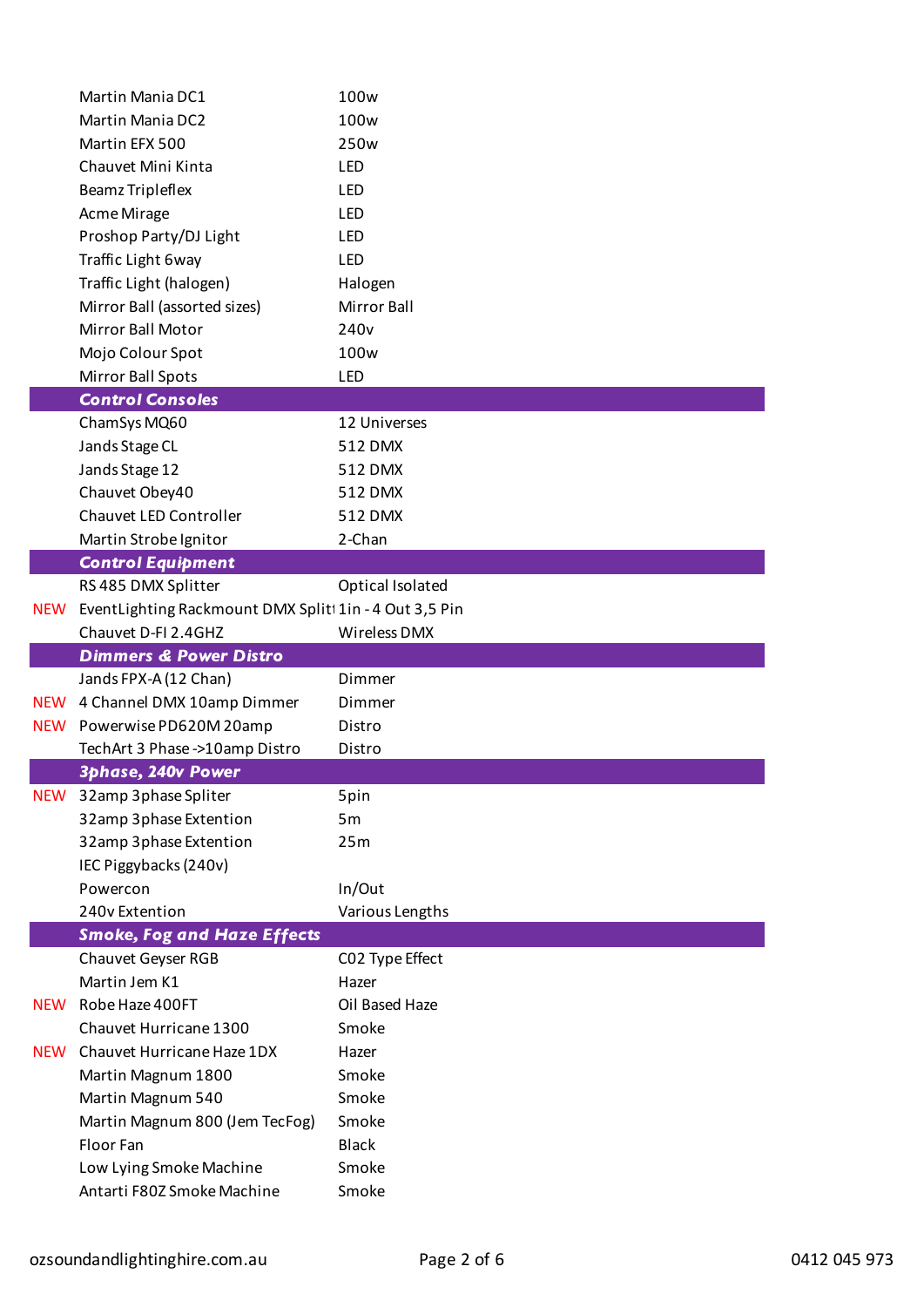| | | |
|---|---|---|
| | Martin Mania DC1 | 100w |
| | Martin Mania DC2 | 100w |
| | Martin EFX 500 | 250w |
| | Chauvet Mini Kinta | LED |
| | Beamz Tripleflex | LED |
| | Acme Mirage | LED |
| | Proshop Party/DJ Light | LED |
| | Traffic Light 6way | LED |
| | Traffic Light (halogen) | Halogen |
| | Mirror Ball (assorted sizes) | Mirror Ball |
| | Mirror Ball Motor | 240v |
| | Mojo Colour Spot | 100w |
| | Mirror Ball Spots | LED |
| | ***Control Consoles*** | |
| | ChamSys MQ60 | 12 Universes |
| | Jands Stage CL | 512 DMX |
| | Jands Stage 12 | 512 DMX |
| | Chauvet Obey40 | 512 DMX |
| | Chauvet LED Controller | 512 DMX |
| | Martin Strobe Ignitor | 2-Chan |
| | ***Control Equipment*** | |
| | RS 485 DMX Splitter | Optical Isolated |
| NEW | EventLighting Rackmount DMX Split | 1in - 4 Out 3,5 Pin |
| | Chauvet D-FI 2.4GHZ | Wireless DMX |
| | ***Dimmers & Power Distro*** | |
| | Jands FPX-A (12 Chan) | Dimmer |
| NEW | 4 Channel DMX 10amp Dimmer | Dimmer |
| NEW | Powerwise PD620M 20amp | Distro |
| | TechArt 3 Phase ->10amp Distro | Distro |
| | ***3phase, 240v Power*** | |
| NEW | 32amp 3phase Spliter | 5pin |
| | 32amp 3phase Extention | 5m |
| | 32amp 3phase Extention | 25m |
| | IEC Piggybacks (240v) | |
| | Powercon | In/Out |
| | 240v Extention | Various Lengths |
| | ***Smoke, Fog and Haze Effects*** | |
| | Chauvet Geyser RGB | C02 Type Effect |
| | Martin Jem K1 | Hazer |
| NEW | Robe Haze 400FT | Oil Based Haze |
| | Chauvet Hurricane 1300 | Smoke |
| NEW | Chauvet Hurricane Haze 1DX | Hazer |
| | Martin Magnum 1800 | Smoke |
| | Martin Magnum 540 | Smoke |
| | Martin Magnum 800 (Jem TecFog) | Smoke |
| | Floor Fan | Black |
| | Low Lying Smoke Machine | Smoke |
| | Antarti F80Z Smoke Machine | Smoke |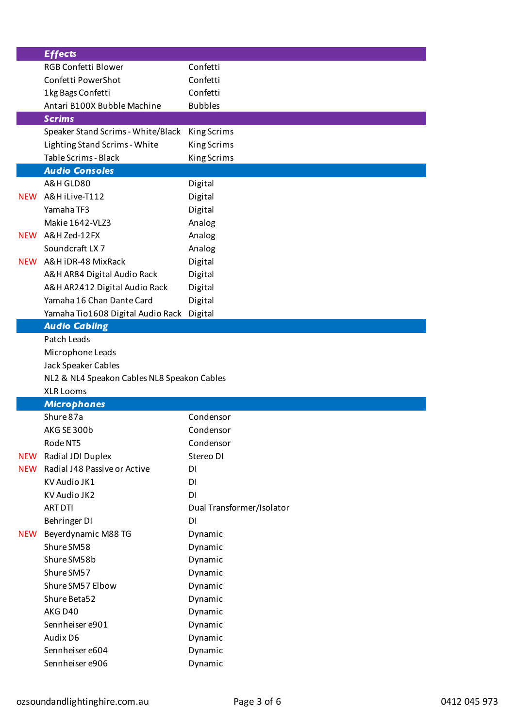| | Effects | |
|---|---|---|
| | RGB Confetti Blower | Confetti |
| | Confetti PowerShot | Confetti |
| | 1kg Bags Confetti | Confetti |
| | Antari B100X Bubble Machine | Bubbles |
| | **Scrims** | |
| | Speaker Stand Scrims - White/Black | King Scrims |
| | Lighting Stand Scrims - White | King Scrims |
| | Table Scrims - Black | King Scrims |
| | **Audio Consoles** | |
| | A&H GLD80 | Digital |
| NEW | A&H iLive-T112 | Digital |
| | Yamaha TF3 | Digital |
| | Makie 1642-VLZ3 | Analog |
| NEW | A&H Zed-12FX | Analog |
| | Soundcraft LX 7 | Analog |
| NEW | A&H iDR-48 MixRack | Digital |
| | A&H AR84 Digital Audio Rack | Digital |
| | A&H AR2412 Digital Audio Rack | Digital |
| | Yamaha 16 Chan Dante Card | Digital |
| | Yamaha Tio1608 Digital Audio Rack | Digital |
| | **Audio Cabling** | |
| | Patch Leads | |
| | Microphone Leads | |
| | Jack Speaker Cables | |
| | NL2 & NL4 Speakon Cables NL8 Speakon Cables | |
| | XLR Looms | |
| | **Microphones** | |
| | Shure 87a | Condensor |
| | AKG SE 300b | Condensor |
| | Rode NT5 | Condensor |
| NEW | Radial JDI Duplex | Stereo DI |
| NEW | Radial J48 Passive or Active | DI |
| | KV Audio JK1 | DI |
| | KV Audio JK2 | DI |
| | ART DTI | Dual Transformer/Isolator |
| | Behringer DI | DI |
| NEW | Beyerdynamic M88 TG | Dynamic |
| | Shure SM58 | Dynamic |
| | Shure SM58b | Dynamic |
| | Shure SM57 | Dynamic |
| | Shure SM57 Elbow | Dynamic |
| | Shure Beta52 | Dynamic |
| | AKG D40 | Dynamic |
| | Sennheiser e901 | Dynamic |
| | Audix D6 | Dynamic |
| | Sennheiser e604 | Dynamic |
| | Sennheiser e906 | Dynamic |

ozsoundandlightinghire.com.au 0412 045 973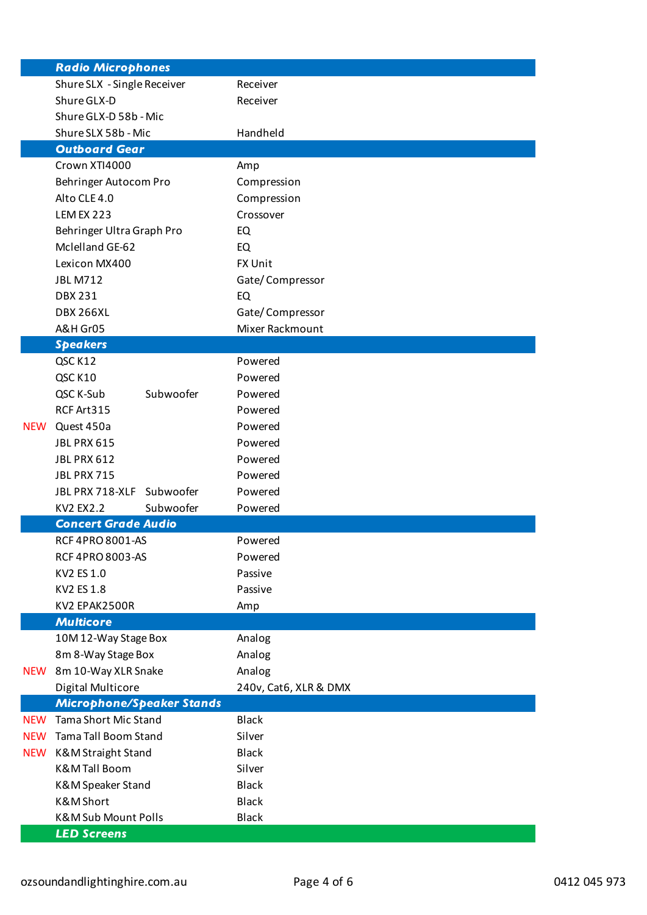| | Item | | Type |
|---|---|---|---|
| | ***Radio Microphones*** | | |
| | Shure SLX - Single Receiver | | Receiver |
| | Shure GLX-D | | Receiver |
| | Shure GLX-D 58b - Mic | | |
| | Shure SLX 58b - Mic | | Handheld |
| | ***Outboard Gear*** | | |
| | Crown XTI4000 | | Amp |
| | Behringer Autocom Pro | | Compression |
| | Alto CLE 4.0 | | Compression |
| | LEM EX 223 | | Crossover |
| | Behringer Ultra Graph Pro | | EQ |
| | Mclelland GE-62 | | EQ |
| | Lexicon MX400 | | FX Unit |
| | JBL M712 | | Gate/ Compressor |
| | DBX 231 | | EQ |
| | DBX 266XL | | Gate/ Compressor |
| | A&H Gr05 | | Mixer Rackmount |
| | ***Speakers*** | | |
| | QSC K12 | | Powered |
| | QSC K10 | | Powered |
| | QSC K-Sub | Subwoofer | Powered |
| | RCF Art315 | | Powered |
| NEW | Quest 450a | | Powered |
| | JBL PRX 615 | | Powered |
| | JBL PRX 612 | | Powered |
| | JBL PRX 715 | | Powered |
| | JBL PRX 718-XLF | Subwoofer | Powered |
| | KV2 EX2.2 | Subwoofer | Powered |
| | ***Concert Grade Audio*** | | |
| | RCF 4PRO 8001-AS | | Powered |
| | RCF 4PRO 8003-AS | | Powered |
| | KV2 ES 1.0 | | Passive |
| | KV2 ES 1.8 | | Passive |
| | KV2 EPAK2500R | | Amp |
| | ***Multicore*** | | |
| | 10M 12-Way Stage Box | | Analog |
| | 8m 8-Way Stage Box | | Analog |
| NEW | 8m 10-Way XLR Snake | | Analog |
| | Digital Multicore | | 240v, Cat6, XLR & DMX |
| | ***Microphone/Speaker Stands*** | | |
| NEW | Tama Short Mic Stand | | Black |
| NEW | Tama Tall Boom Stand | | Silver |
| NEW | K&M Straight Stand | | Black |
| | K&M Tall Boom | | Silver |
| | K&M Speaker Stand | | Black |
| | K&M Short | | Black |
| | K&M Sub Mount Polls | | Black |
| | ***LED Screens*** | | |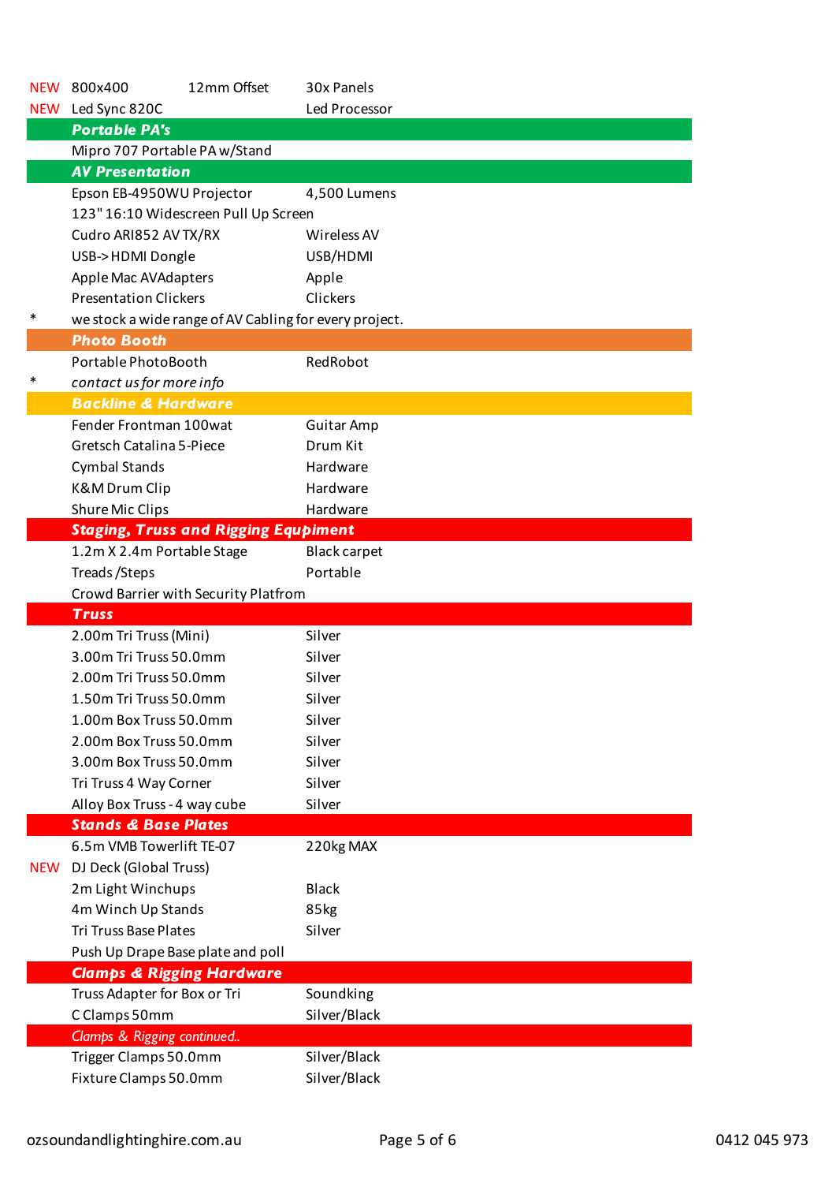| | | | |
|---|---|---|---|
| NEW | 800x400 | 12mm Offset | 30x Panels |
| NEW | Led Sync 820C | | Led Processor |

## Portable PA's

| | | |
|---|---|---|
| | Mipro 707 Portable PA w/Stand | |

## AV Presentation

| | | |
|---|---|---|
| | Epson EB-4950WU Projector | 4,500 Lumens |
| | 123" 16:10 Widescreen Pull Up Screen | |
| | Cudro ARI852 AV TX/RX | Wireless AV |
| | USB->HDMI Dongle | USB/HDMI |
| | Apple Mac AVAdapters | Apple |
| | Presentation Clickers | Clickers |
| * | we stock a wide range of AV Cabling for every project. | |

## Photo Booth

| | | |
|---|---|---|
| | Portable PhotoBooth | RedRobot |
| * | *contact us for more info* | |

## Backline & Hardware

| | | |
|---|---|---|
| | Fender Frontman 100wat | Guitar Amp |
| | Gretsch Catalina 5-Piece | Drum Kit |
| | Cymbal Stands | Hardware |
| | K&M Drum Clip | Hardware |
| | Shure Mic Clips | Hardware |

## Staging, Truss and Rigging Equpment

| | | |
|---|---|---|
| | 1.2m X 2.4m Portable Stage | Black carpet |
| | Treads /Steps | Portable |
| | Crowd Barrier with Security Platfrom | |

## Truss

| | | |
|---|---|---|
| | 2.00m Tri Truss (Mini) | Silver |
| | 3.00m Tri Truss 50.0mm | Silver |
| | 2.00m Tri Truss 50.0mm | Silver |
| | 1.50m Tri Truss 50.0mm | Silver |
| | 1.00m Box Truss 50.0mm | Silver |
| | 2.00m Box Truss 50.0mm | Silver |
| | 3.00m Box Truss 50.0mm | Silver |
| | Tri Truss 4 Way Corner | Silver |
| | Alloy Box Truss - 4 way cube | Silver |

## Stands & Base Plates

| | | |
|---|---|---|
| | 6.5m VMB Towerlift TE-07 | 220kg MAX |
| NEW | DJ Deck (Global Truss) | |
| | 2m Light Winchups | Black |
| | 4m Winch Up Stands | 85kg |
| | Tri Truss Base Plates | Silver |
| | Push Up Drape Base plate and poll | |

## Clamps & Rigging Hardware

| | | |
|---|---|---|
| | Truss Adapter for Box or Tri | Soundking |
| | C Clamps 50mm | Silver/Black |

*Clamps & Rigging continued..*

| | | |
|---|---|---|
| | Trigger Clamps 50.0mm | Silver/Black |
| | Fixture Clamps 50.0mm | Silver/Black |

ozsoundandlightinghire.com.au 0412 045 973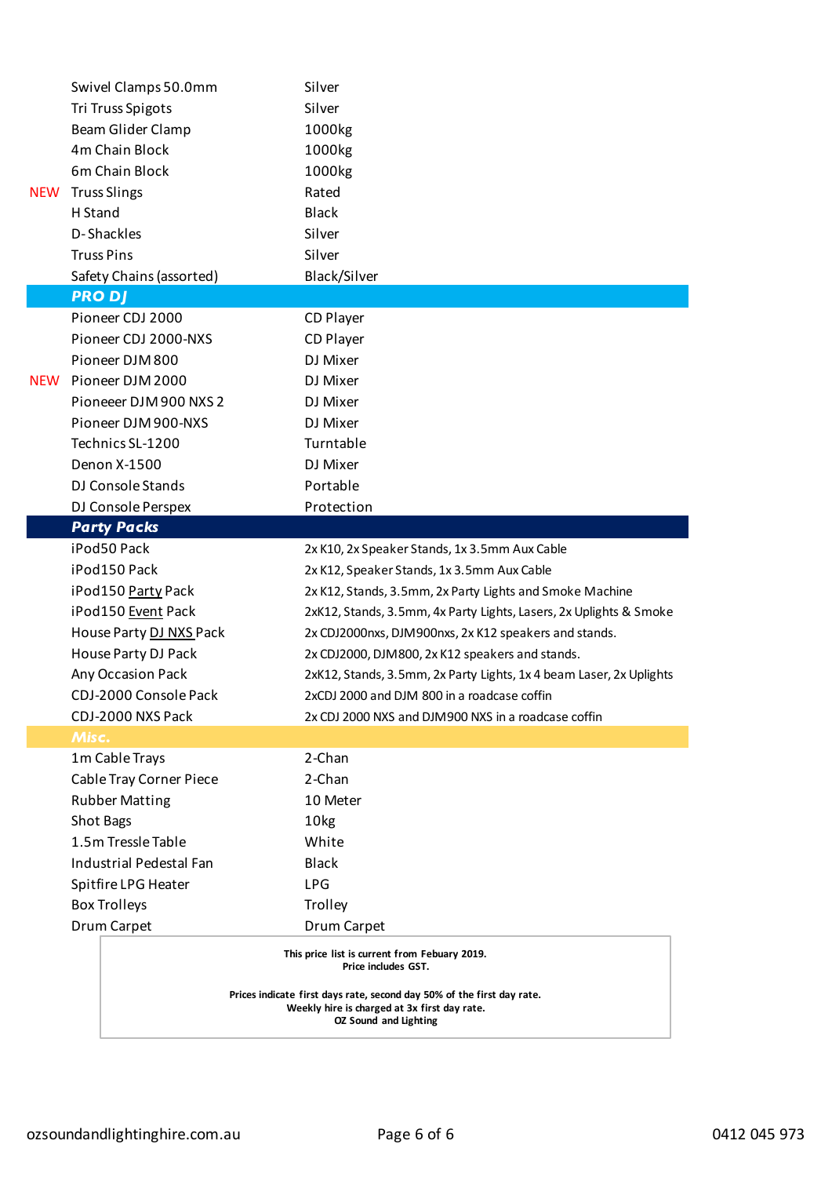| | | |
|---|---|---|
| | Swivel Clamps 50.0mm | Silver |
| | Tri Truss Spigots | Silver |
| | Beam Glider Clamp | 1000kg |
| | 4m Chain Block | 1000kg |
| | 6m Chain Block | 1000kg |
| NEW | Truss Slings | Rated |
| | H Stand | Black |
| | D-Shackles | Silver |
| | Truss Pins | Silver |
| | Safety Chains (assorted) | Black/Silver |
| | ***PRO DJ*** | |
| | Pioneer CDJ 2000 | CD Player |
| | Pioneer CDJ 2000-NXS | CD Player |
| | Pioneer DJM 800 | DJ Mixer |
| NEW | Pioneer DJM 2000 | DJ Mixer |
| | Pioneeer DJM 900 NXS 2 | DJ Mixer |
| | Pioneer DJM 900-NXS | DJ Mixer |
| | Technics SL-1200 | Turntable |
| | Denon X-1500 | DJ Mixer |
| | DJ Console Stands | Portable |
| | DJ Console Perspex | Protection |
| | ***Party Packs*** | |
| | iPod50 Pack | 2x K10, 2x Speaker Stands, 1x 3.5mm Aux Cable |
| | iPod150 Pack | 2x K12, Speaker Stands, 1x 3.5mm Aux Cable |
| | iPod150 Party Pack | 2x K12, Stands, 3.5mm, 2x Party Lights and Smoke Machine |
| | iPod150 Event Pack | 2xK12, Stands, 3.5mm, 4x Party Lights, Lasers, 2x Uplights & Smoke |
| | House Party DJ NXS Pack | 2x CDJ2000nxs, DJM900nxs, 2x K12 speakers and stands. |
| | House Party DJ Pack | 2x CDJ2000, DJM800, 2x K12 speakers and stands. |
| | Any Occasion Pack | 2xK12, Stands, 3.5mm, 2x Party Lights, 1x 4 beam Laser, 2x Uplights |
| | CDJ-2000 Console Pack | 2xCDJ 2000 and DJM 800 in a roadcase coffin |
| | CDJ-2000 NXS Pack | 2x CDJ 2000 NXS and DJM900 NXS in a roadcase coffin |
| | ***Misc.*** | |
| | 1m Cable Trays | 2-Chan |
| | Cable Tray Corner Piece | 2-Chan |
| | Rubber Matting | 10 Meter |
| | Shot Bags | 10kg |
| | 1.5m Tressle Table | White |
| | Industrial Pedestal Fan | Black |
| | Spitfire LPG Heater | LPG |
| | Box Trolleys | Trolley |
| | Drum Carpet | Drum Carpet |

**This price list is current from Febuary 2019.**
**Price includes GST.**

**Prices indicate first days rate, second day 50% of the first day rate.**
**Weekly hire is charged at 3x first day rate.**
**OZ Sound and Lighting**

ozsoundandlightinghire.com.au 0412 045 973